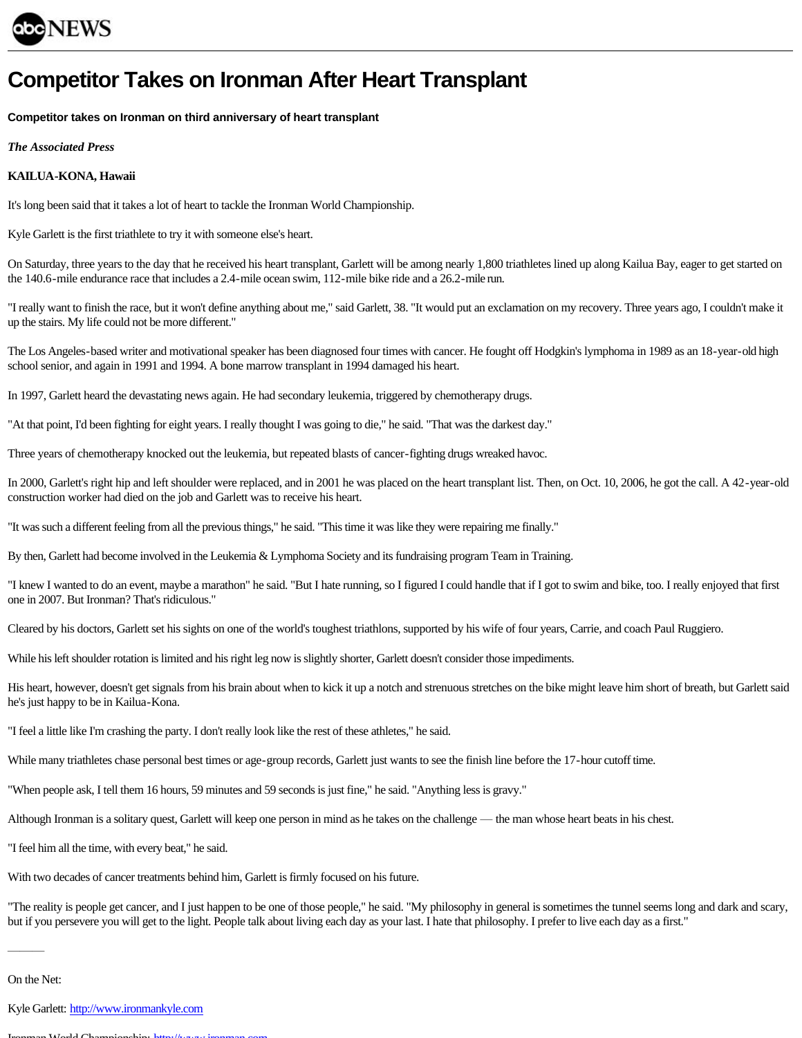ABC NEWS

# Competitor Takes on Ironman After Heart Transplant

**Competitor takes on Ironman on third anniversary of heart transplant**

***The Associated Press***

**KAILUA-KONA, Hawaii**

It's long been said that it takes a lot of heart to tackle the Ironman World Championship.

Kyle Garlett is the first triathlete to try it with someone else's heart.

On Saturday, three years to the day that he received his heart transplant, Garlett will be among nearly 1,800 triathletes lined up along Kailua Bay, eager to get started on the 140.6-mile endurance race that includes a 2.4-mile ocean swim, 112-mile bike ride and a 26.2-mile run.

"I really want to finish the race, but it won't define anything about me," said Garlett, 38. "It would put an exclamation on my recovery. Three years ago, I couldn't make it up the stairs. My life could not be more different."

The Los Angeles-based writer and motivational speaker has been diagnosed four times with cancer. He fought off Hodgkin's lymphoma in 1989 as an 18-year-old high school senior, and again in 1991 and 1994. A bone marrow transplant in 1994 damaged his heart.

In 1997, Garlett heard the devastating news again. He had secondary leukemia, triggered by chemotherapy drugs.

"At that point, I'd been fighting for eight years. I really thought I was going to die," he said. "That was the darkest day."

Three years of chemotherapy knocked out the leukemia, but repeated blasts of cancer-fighting drugs wreaked havoc.

In 2000, Garlett's right hip and left shoulder were replaced, and in 2001 he was placed on the heart transplant list. Then, on Oct. 10, 2006, he got the call. A 42-year-old construction worker had died on the job and Garlett was to receive his heart.

"It was such a different feeling from all the previous things," he said. "This time it was like they were repairing me finally."

By then, Garlett had become involved in the Leukemia & Lymphoma Society and its fundraising program Team in Training.

"I knew I wanted to do an event, maybe a marathon" he said. "But I hate running, so I figured I could handle that if I got to swim and bike, too. I really enjoyed that first one in 2007. But Ironman? That's ridiculous."

Cleared by his doctors, Garlett set his sights on one of the world's toughest triathlons, supported by his wife of four years, Carrie, and coach Paul Ruggiero.

While his left shoulder rotation is limited and his right leg now is slightly shorter, Garlett doesn't consider those impediments.

His heart, however, doesn't get signals from his brain about when to kick it up a notch and strenuous stretches on the bike might leave him short of breath, but Garlett said he's just happy to be in Kailua-Kona.

"I feel a little like I'm crashing the party. I don't really look like the rest of these athletes," he said.

While many triathletes chase personal best times or age-group records, Garlett just wants to see the finish line before the 17-hour cutoff time.

"When people ask, I tell them 16 hours, 59 minutes and 59 seconds is just fine," he said. "Anything less is gravy."

Although Ironman is a solitary quest, Garlett will keep one person in mind as he takes on the challenge — the man whose heart beats in his chest.

"I feel him all the time, with every beat," he said.

With two decades of cancer treatments behind him, Garlett is firmly focused on his future.

"The reality is people get cancer, and I just happen to be one of those people," he said. "My philosophy in general is sometimes the tunnel seems long and dark and scary, but if you persevere you will get to the light. People talk about living each day as your last. I hate that philosophy. I prefer to live each day as a first."

---

On the Net:

Kyle Garlett: http://www.ironmankyle.com

Ironman World Championship: http://www.ironman.com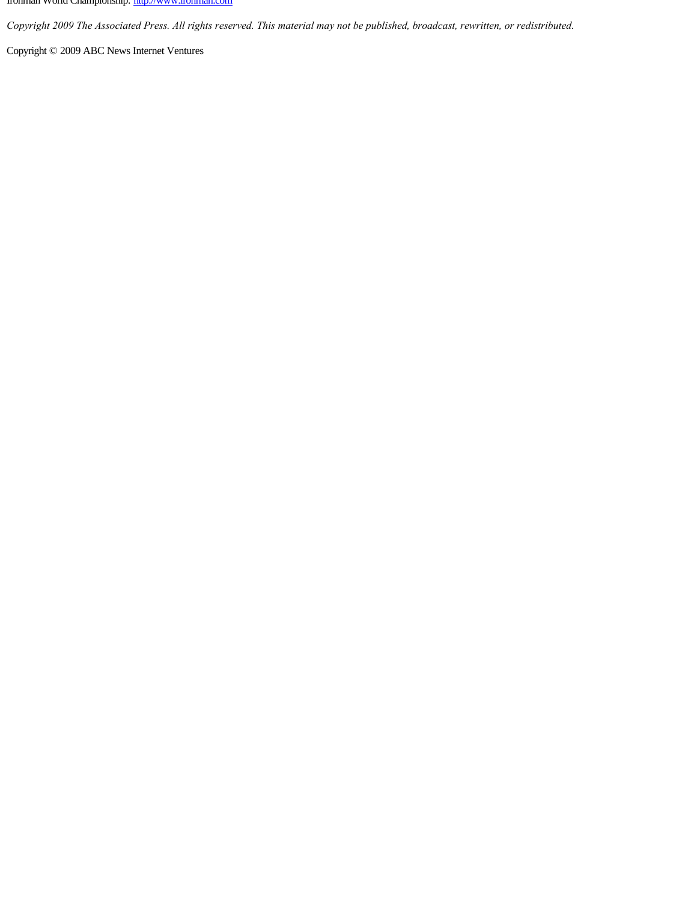Ironman World Championship: http://www.ironman.com

*Copyright 2009 The Associated Press. All rights reserved. This material may not be published, broadcast, rewritten, or redistributed.*

Copyright © 2009 ABC News Internet Ventures